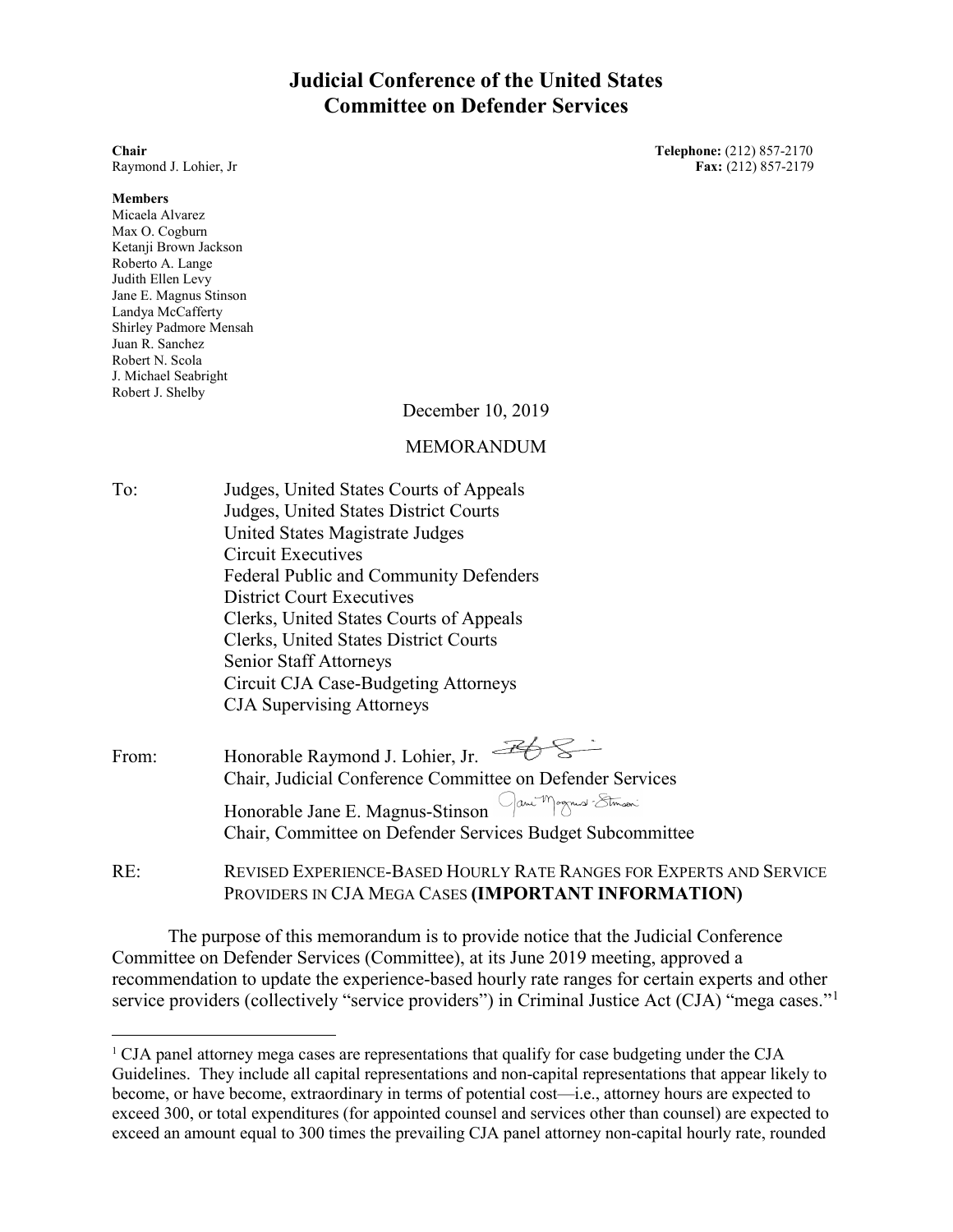# Judicial Conference of the United States
# Committee on Defender Services

**Chair**
Raymond J. Lohier, Jr

**Telephone:** (212) 857-2170
**Fax:** (212) 857-2179

**Members**
Micaela Alvarez
Max O. Cogburn
Ketanji Brown Jackson
Roberto A. Lange
Judith Ellen Levy
Jane E. Magnus Stinson
Landya McCafferty
Shirley Padmore Mensah
Juan R. Sanchez
Robert N. Scola
J. Michael Seabright
Robert J. Shelby

December 10, 2019

MEMORANDUM

To: Judges, United States Courts of Appeals
Judges, United States District Courts
United States Magistrate Judges
Circuit Executives
Federal Public and Community Defenders
District Court Executives
Clerks, United States Courts of Appeals
Clerks, United States District Courts
Senior Staff Attorneys
Circuit CJA Case-Budgeting Attorneys
CJA Supervising Attorneys

From: Honorable Raymond J. Lohier, Jr.
Chair, Judicial Conference Committee on Defender Services
Honorable Jane E. Magnus-Stinson
Chair, Committee on Defender Services Budget Subcommittee

RE: REVISED EXPERIENCE-BASED HOURLY RATE RANGES FOR EXPERTS AND SERVICE PROVIDERS IN CJA MEGA CASES **(IMPORTANT INFORMATION)**

The purpose of this memorandum is to provide notice that the Judicial Conference Committee on Defender Services (Committee), at its June 2019 meeting, approved a recommendation to update the experience-based hourly rate ranges for certain experts and other service providers (collectively "service providers") in Criminal Justice Act (CJA) "mega cases."[1]

[1] CJA panel attorney mega cases are representations that qualify for case budgeting under the CJA Guidelines. They include all capital representations and non-capital representations that appear likely to become, or have become, extraordinary in terms of potential cost—i.e., attorney hours are expected to exceed 300, or total expenditures (for appointed counsel and services other than counsel) are expected to exceed an amount equal to 300 times the prevailing CJA panel attorney non-capital hourly rate, rounded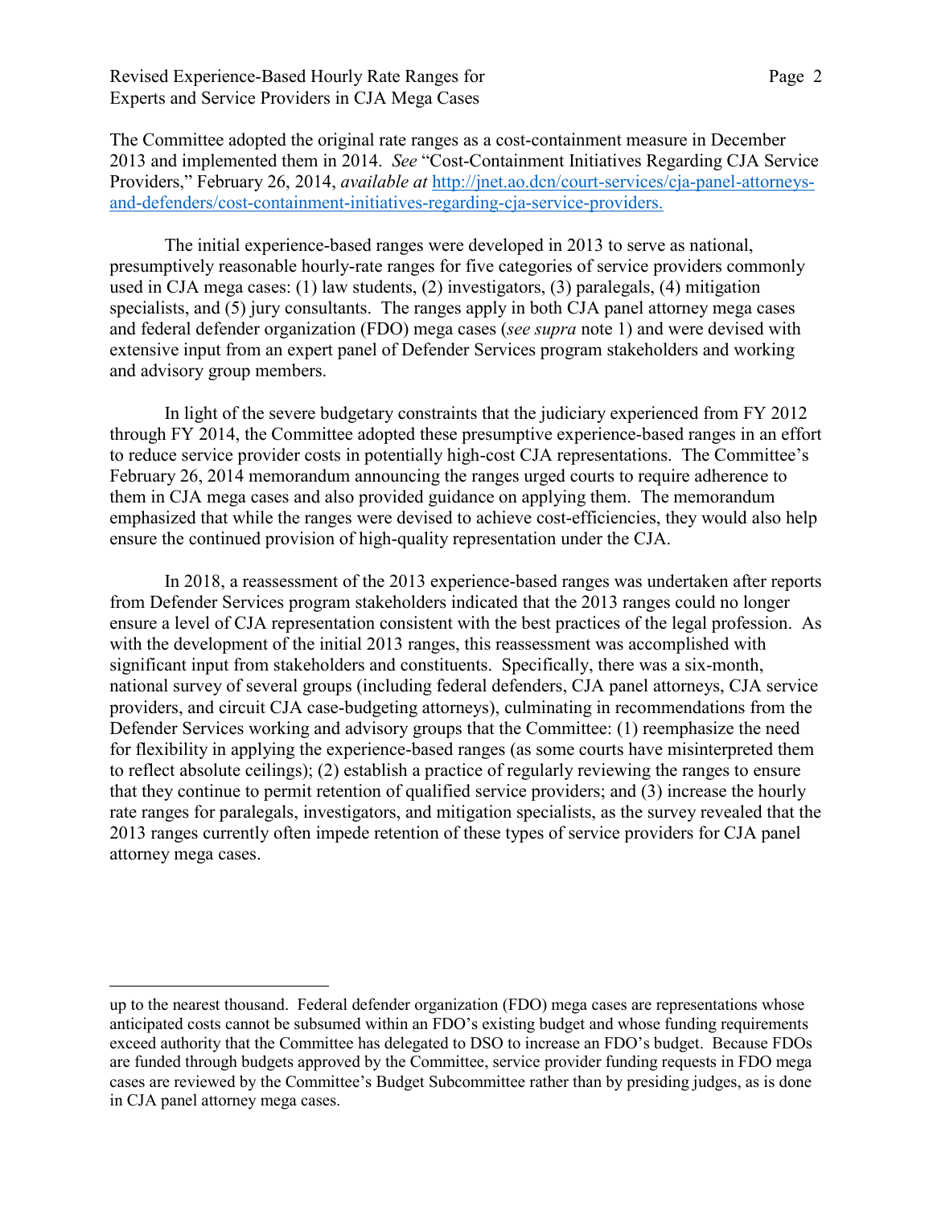The Committee adopted the original rate ranges as a cost-containment measure in December 2013 and implemented them in 2014. *See* "Cost-Containment Initiatives Regarding CJA Service Providers," February 26, 2014, *available at* [http://jnet.ao.dcn/court-services/cja-panel-attorneys-and-defenders/cost-containment-initiatives-regarding-cja-service-providers.](http://jnet.ao.dcn/court-services/cja-panel-attorneys-and-defenders/cost-containment-initiatives-regarding-cja-service-providers)

The initial experience-based ranges were developed in 2013 to serve as national, presumptively reasonable hourly-rate ranges for five categories of service providers commonly used in CJA mega cases: (1) law students, (2) investigators, (3) paralegals, (4) mitigation specialists, and (5) jury consultants. The ranges apply in both CJA panel attorney mega cases and federal defender organization (FDO) mega cases (*see supra* note 1) and were devised with extensive input from an expert panel of Defender Services program stakeholders and working and advisory group members.

In light of the severe budgetary constraints that the judiciary experienced from FY 2012 through FY 2014, the Committee adopted these presumptive experience-based ranges in an effort to reduce service provider costs in potentially high-cost CJA representations. The Committee's February 26, 2014 memorandum announcing the ranges urged courts to require adherence to them in CJA mega cases and also provided guidance on applying them. The memorandum emphasized that while the ranges were devised to achieve cost-efficiencies, they would also help ensure the continued provision of high-quality representation under the CJA.

In 2018, a reassessment of the 2013 experience-based ranges was undertaken after reports from Defender Services program stakeholders indicated that the 2013 ranges could no longer ensure a level of CJA representation consistent with the best practices of the legal profession. As with the development of the initial 2013 ranges, this reassessment was accomplished with significant input from stakeholders and constituents. Specifically, there was a six-month, national survey of several groups (including federal defenders, CJA panel attorneys, CJA service providers, and circuit CJA case-budgeting attorneys), culminating in recommendations from the Defender Services working and advisory groups that the Committee: (1) reemphasize the need for flexibility in applying the experience-based ranges (as some courts have misinterpreted them to reflect absolute ceilings); (2) establish a practice of regularly reviewing the ranges to ensure that they continue to permit retention of qualified service providers; and (3) increase the hourly rate ranges for paralegals, investigators, and mitigation specialists, as the survey revealed that the 2013 ranges currently often impede retention of these types of service providers for CJA panel attorney mega cases.

---

up to the nearest thousand. Federal defender organization (FDO) mega cases are representations whose anticipated costs cannot be subsumed within an FDO's existing budget and whose funding requirements exceed authority that the Committee has delegated to DSO to increase an FDO's budget. Because FDOs are funded through budgets approved by the Committee, service provider funding requests in FDO mega cases are reviewed by the Committee's Budget Subcommittee rather than by presiding judges, as is done in CJA panel attorney mega cases.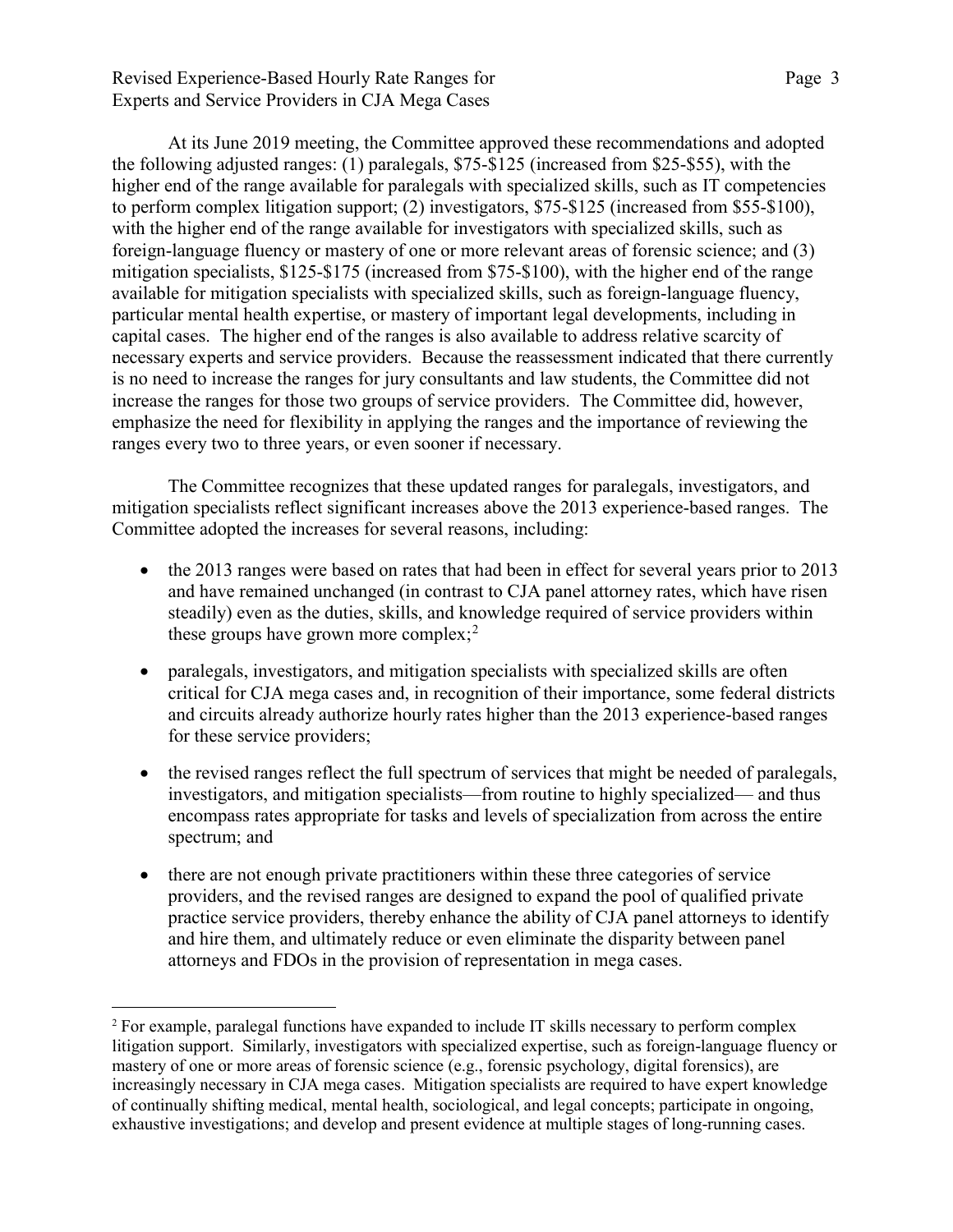At its June 2019 meeting, the Committee approved these recommendations and adopted the following adjusted ranges: (1) paralegals, $75-$125 (increased from $25-$55), with the higher end of the range available for paralegals with specialized skills, such as IT competencies to perform complex litigation support; (2) investigators, $75-$125 (increased from $55-$100), with the higher end of the range available for investigators with specialized skills, such as foreign-language fluency or mastery of one or more relevant areas of forensic science; and (3) mitigation specialists, $125-$175 (increased from $75-$100), with the higher end of the range available for mitigation specialists with specialized skills, such as foreign-language fluency, particular mental health expertise, or mastery of important legal developments, including in capital cases. The higher end of the ranges is also available to address relative scarcity of necessary experts and service providers. Because the reassessment indicated that there currently is no need to increase the ranges for jury consultants and law students, the Committee did not increase the ranges for those two groups of service providers. The Committee did, however, emphasize the need for flexibility in applying the ranges and the importance of reviewing the ranges every two to three years, or even sooner if necessary.

The Committee recognizes that these updated ranges for paralegals, investigators, and mitigation specialists reflect significant increases above the 2013 experience-based ranges. The Committee adopted the increases for several reasons, including:

- the 2013 ranges were based on rates that had been in effect for several years prior to 2013 and have remained unchanged (in contrast to CJA panel attorney rates, which have risen steadily) even as the duties, skills, and knowledge required of service providers within these groups have grown more complex;[2]
- paralegals, investigators, and mitigation specialists with specialized skills are often critical for CJA mega cases and, in recognition of their importance, some federal districts and circuits already authorize hourly rates higher than the 2013 experience-based ranges for these service providers;
- the revised ranges reflect the full spectrum of services that might be needed of paralegals, investigators, and mitigation specialists—from routine to highly specialized— and thus encompass rates appropriate for tasks and levels of specialization from across the entire spectrum; and
- there are not enough private practitioners within these three categories of service providers, and the revised ranges are designed to expand the pool of qualified private practice service providers, thereby enhance the ability of CJA panel attorneys to identify and hire them, and ultimately reduce or even eliminate the disparity between panel attorneys and FDOs in the provision of representation in mega cases.

---

[2] For example, paralegal functions have expanded to include IT skills necessary to perform complex litigation support. Similarly, investigators with specialized expertise, such as foreign-language fluency or mastery of one or more areas of forensic science (e.g., forensic psychology, digital forensics), are increasingly necessary in CJA mega cases. Mitigation specialists are required to have expert knowledge of continually shifting medical, mental health, sociological, and legal concepts; participate in ongoing, exhaustive investigations; and develop and present evidence at multiple stages of long-running cases.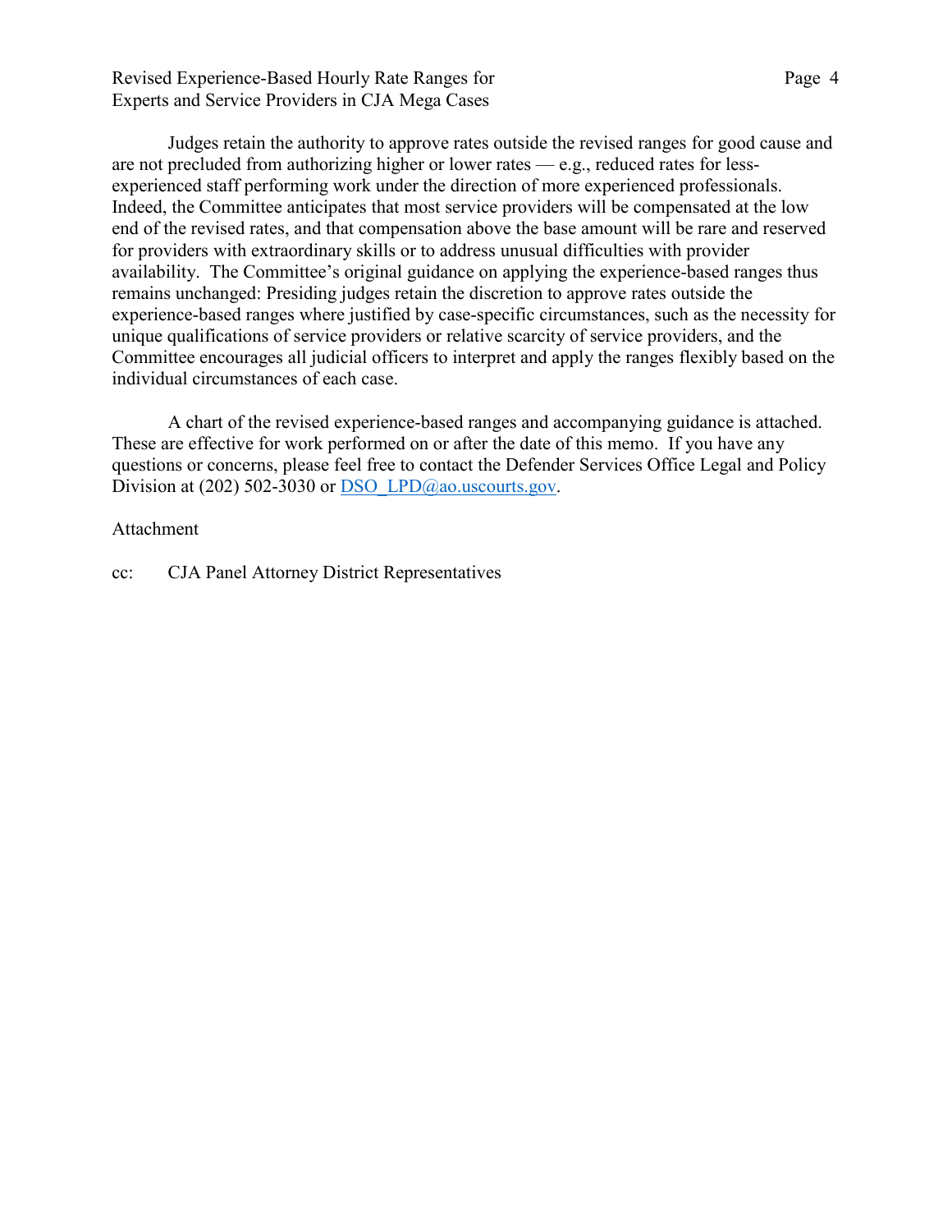Judges retain the authority to approve rates outside the revised ranges for good cause and are not precluded from authorizing higher or lower rates — e.g., reduced rates for less-experienced staff performing work under the direction of more experienced professionals. Indeed, the Committee anticipates that most service providers will be compensated at the low end of the revised rates, and that compensation above the base amount will be rare and reserved for providers with extraordinary skills or to address unusual difficulties with provider availability. The Committee's original guidance on applying the experience-based ranges thus remains unchanged: Presiding judges retain the discretion to approve rates outside the experience-based ranges where justified by case-specific circumstances, such as the necessity for unique qualifications of service providers or relative scarcity of service providers, and the Committee encourages all judicial officers to interpret and apply the ranges flexibly based on the individual circumstances of each case.

A chart of the revised experience-based ranges and accompanying guidance is attached. These are effective for work performed on or after the date of this memo. If you have any questions or concerns, please feel free to contact the Defender Services Office Legal and Policy Division at (202) 502-3030 or DSO_LPD@ao.uscourts.gov.

Attachment

cc: CJA Panel Attorney District Representatives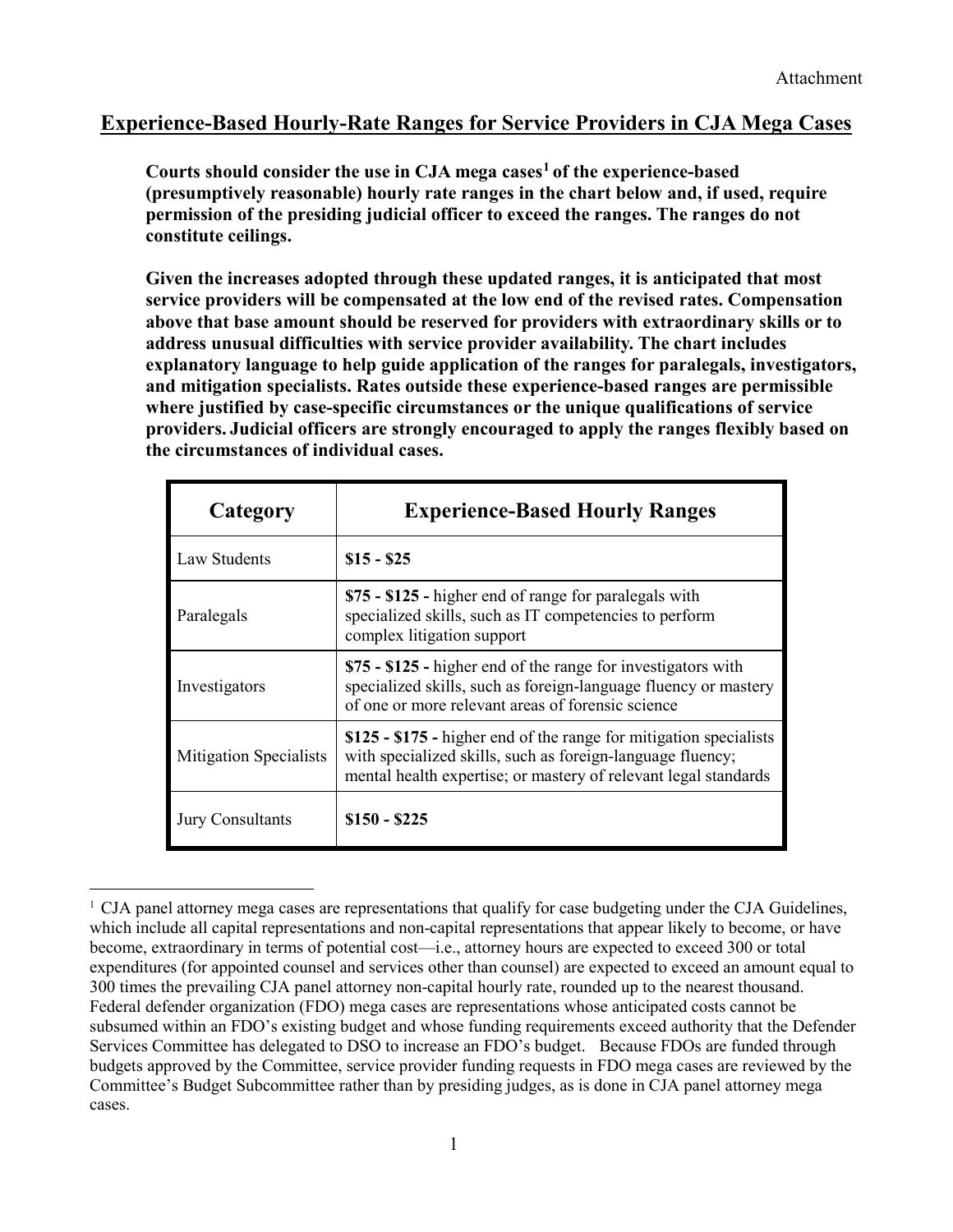Attachment

## Experience-Based Hourly-Rate Ranges for Service Providers in CJA Mega Cases

**Courts should consider the use in CJA mega cases[1] of the experience-based (presumptively reasonable) hourly rate ranges in the chart below and, if used, require permission of the presiding judicial officer to exceed the ranges. The ranges do not constitute ceilings.**

**Given the increases adopted through these updated ranges, it is anticipated that most service providers will be compensated at the low end of the revised rates. Compensation above that base amount should be reserved for providers with extraordinary skills or to address unusual difficulties with service provider availability. The chart includes explanatory language to help guide application of the ranges for paralegals, investigators, and mitigation specialists. Rates outside these experience-based ranges are permissible where justified by case-specific circumstances or the unique qualifications of service providers. Judicial officers are strongly encouraged to apply the ranges flexibly based on the circumstances of individual cases.**

| Category | Experience-Based Hourly Ranges |
|---|---|
| Law Students | **$15 - $25** |
| Paralegals | **$75 - $125 -** higher end of range for paralegals with specialized skills, such as IT competencies to perform complex litigation support |
| Investigators | **$75 - $125 -** higher end of the range for investigators with specialized skills, such as foreign-language fluency or mastery of one or more relevant areas of forensic science |
| Mitigation Specialists | **$125 - $175 -** higher end of the range for mitigation specialists with specialized skills, such as foreign-language fluency; mental health expertise; or mastery of relevant legal standards |
| Jury Consultants | **$150 - $225** |

---

[1] CJA panel attorney mega cases are representations that qualify for case budgeting under the CJA Guidelines, which include all capital representations and non-capital representations that appear likely to become, or have become, extraordinary in terms of potential cost—i.e., attorney hours are expected to exceed 300 or total expenditures (for appointed counsel and services other than counsel) are expected to exceed an amount equal to 300 times the prevailing CJA panel attorney non-capital hourly rate, rounded up to the nearest thousand. Federal defender organization (FDO) mega cases are representations whose anticipated costs cannot be subsumed within an FDO's existing budget and whose funding requirements exceed authority that the Defender Services Committee has delegated to DSO to increase an FDO's budget. Because FDOs are funded through budgets approved by the Committee, service provider funding requests in FDO mega cases are reviewed by the Committee's Budget Subcommittee rather than by presiding judges, as is done in CJA panel attorney mega cases.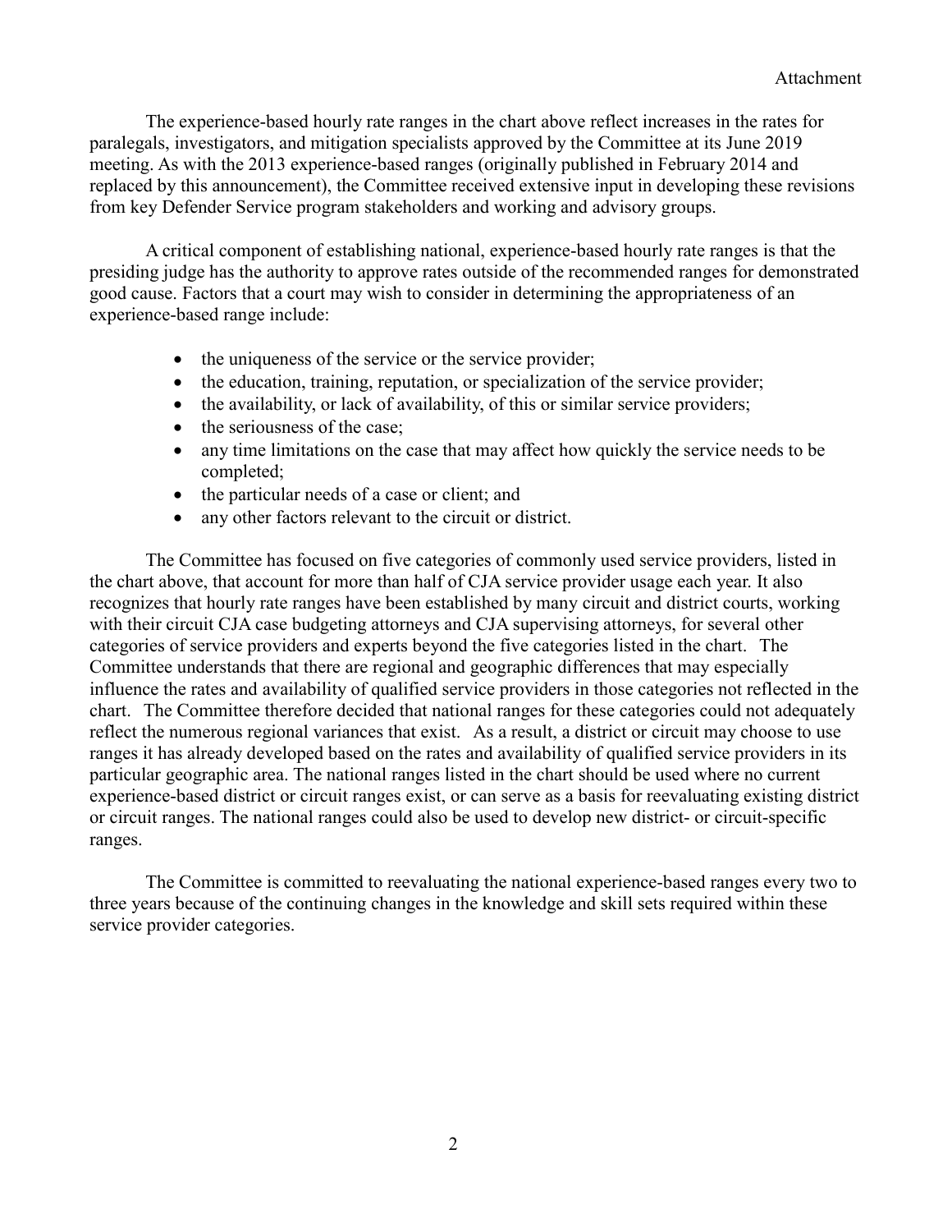Attachment

The experience-based hourly rate ranges in the chart above reflect increases in the rates for paralegals, investigators, and mitigation specialists approved by the Committee at its June 2019 meeting. As with the 2013 experience-based ranges (originally published in February 2014 and replaced by this announcement), the Committee received extensive input in developing these revisions from key Defender Service program stakeholders and working and advisory groups.

A critical component of establishing national, experience-based hourly rate ranges is that the presiding judge has the authority to approve rates outside of the recommended ranges for demonstrated good cause. Factors that a court may wish to consider in determining the appropriateness of an experience-based range include:

- the uniqueness of the service or the service provider;
- the education, training, reputation, or specialization of the service provider;
- the availability, or lack of availability, of this or similar service providers;
- the seriousness of the case;
- any time limitations on the case that may affect how quickly the service needs to be completed;
- the particular needs of a case or client; and
- any other factors relevant to the circuit or district.

The Committee has focused on five categories of commonly used service providers, listed in the chart above, that account for more than half of CJA service provider usage each year. It also recognizes that hourly rate ranges have been established by many circuit and district courts, working with their circuit CJA case budgeting attorneys and CJA supervising attorneys, for several other categories of service providers and experts beyond the five categories listed in the chart. The Committee understands that there are regional and geographic differences that may especially influence the rates and availability of qualified service providers in those categories not reflected in the chart. The Committee therefore decided that national ranges for these categories could not adequately reflect the numerous regional variances that exist. As a result, a district or circuit may choose to use ranges it has already developed based on the rates and availability of qualified service providers in its particular geographic area. The national ranges listed in the chart should be used where no current experience-based district or circuit ranges exist, or can serve as a basis for reevaluating existing district or circuit ranges. The national ranges could also be used to develop new district- or circuit-specific ranges.

The Committee is committed to reevaluating the national experience-based ranges every two to three years because of the continuing changes in the knowledge and skill sets required within these service provider categories.